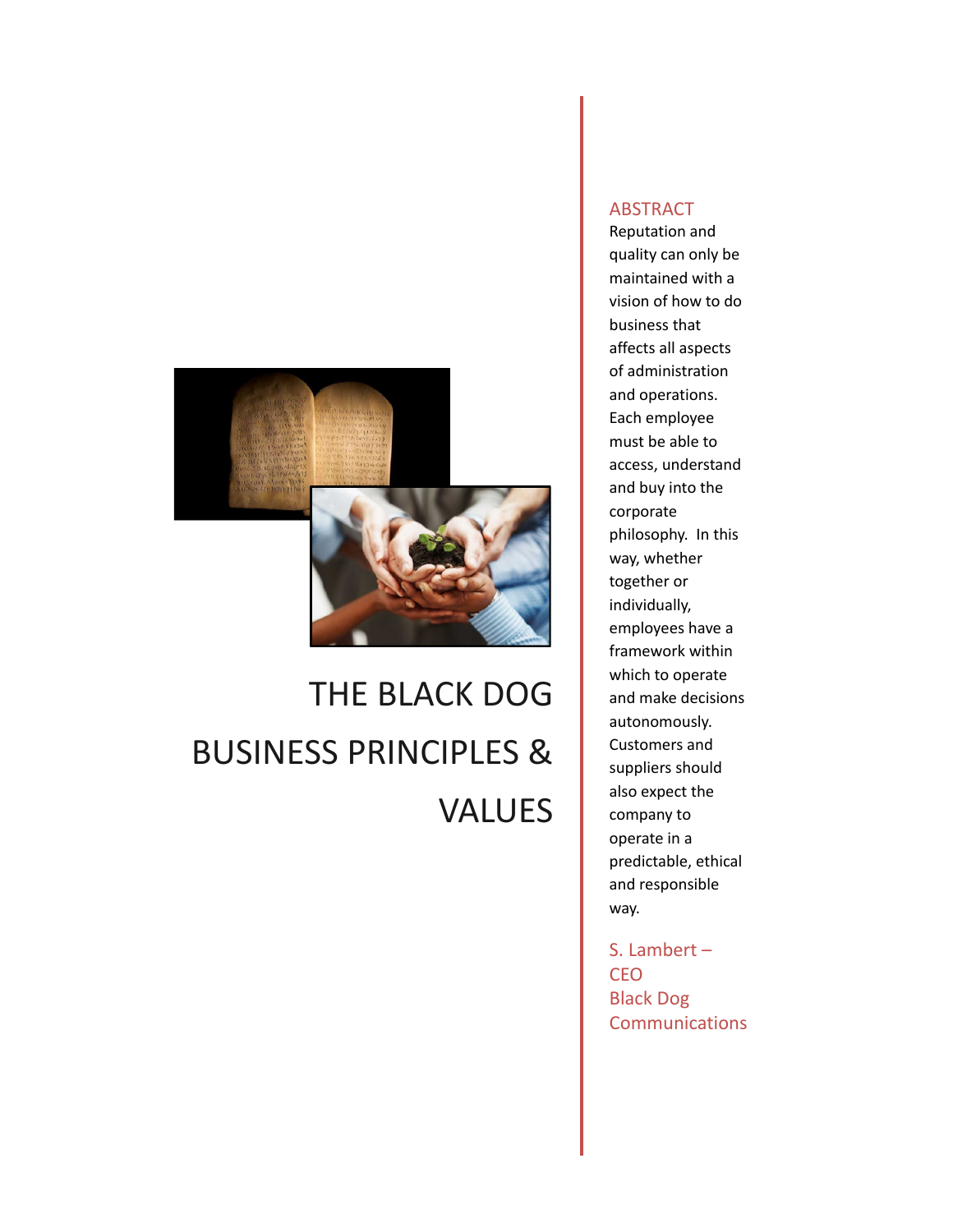# THE BLACK DOG BUSINESS PRINCIPLES & VALUES

## ABSTRACT

Reputation and quality can only be maintained with a vision of how to do business that affects all aspects of administration and operations. Each employee must be able to access, understand and buy into the corporate philosophy. In this way, whether together or individually, employees have a framework within which to operate and make decisions autonomously. Customers and suppliers should also expect the company to operate in a predictable, ethical and responsible way.

S. Lambert – CEO
Black Dog Communications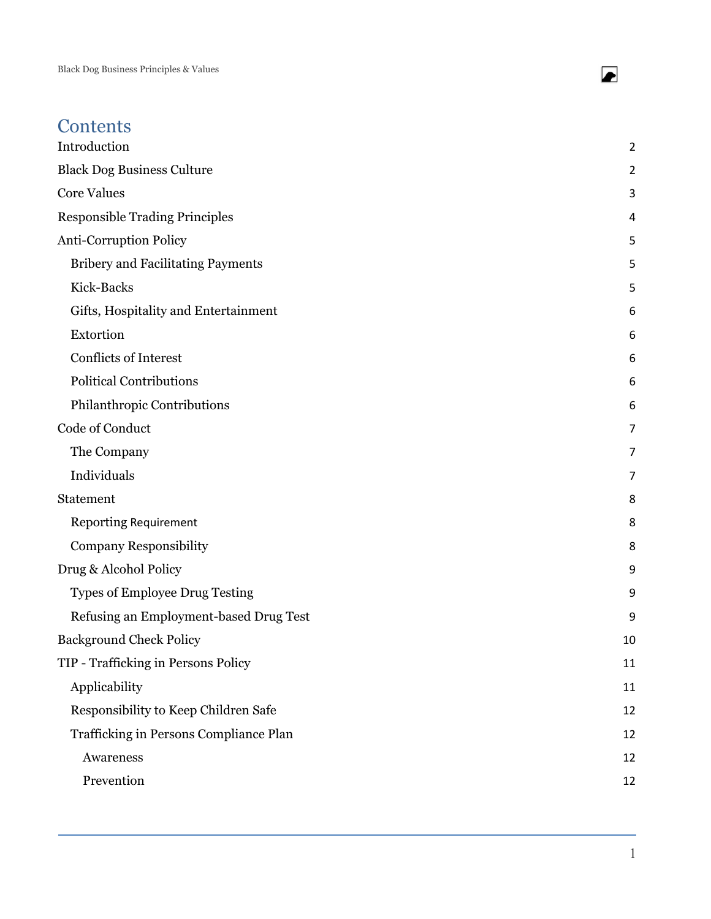# Contents

| | |
|---|---|
| Introduction | 2 |
| Black Dog Business Culture | 2 |
| Core Values | 3 |
| Responsible Trading Principles | 4 |
| Anti-Corruption Policy | 5 |
| Bribery and Facilitating Payments | 5 |
| Kick-Backs | 5 |
| Gifts, Hospitality and Entertainment | 6 |
| Extortion | 6 |
| Conflicts of Interest | 6 |
| Political Contributions | 6 |
| Philanthropic Contributions | 6 |
| Code of Conduct | 7 |
| The Company | 7 |
| Individuals | 7 |
| Statement | 8 |
| Reporting Requirement | 8 |
| Company Responsibility | 8 |
| Drug & Alcohol Policy | 9 |
| Types of Employee Drug Testing | 9 |
| Refusing an Employment-based Drug Test | 9 |
| Background Check Policy | 10 |
| TIP - Trafficking in Persons Policy | 11 |
| Applicability | 11 |
| Responsibility to Keep Children Safe | 12 |
| Trafficking in Persons Compliance Plan | 12 |
| Awareness | 12 |
| Prevention | 12 |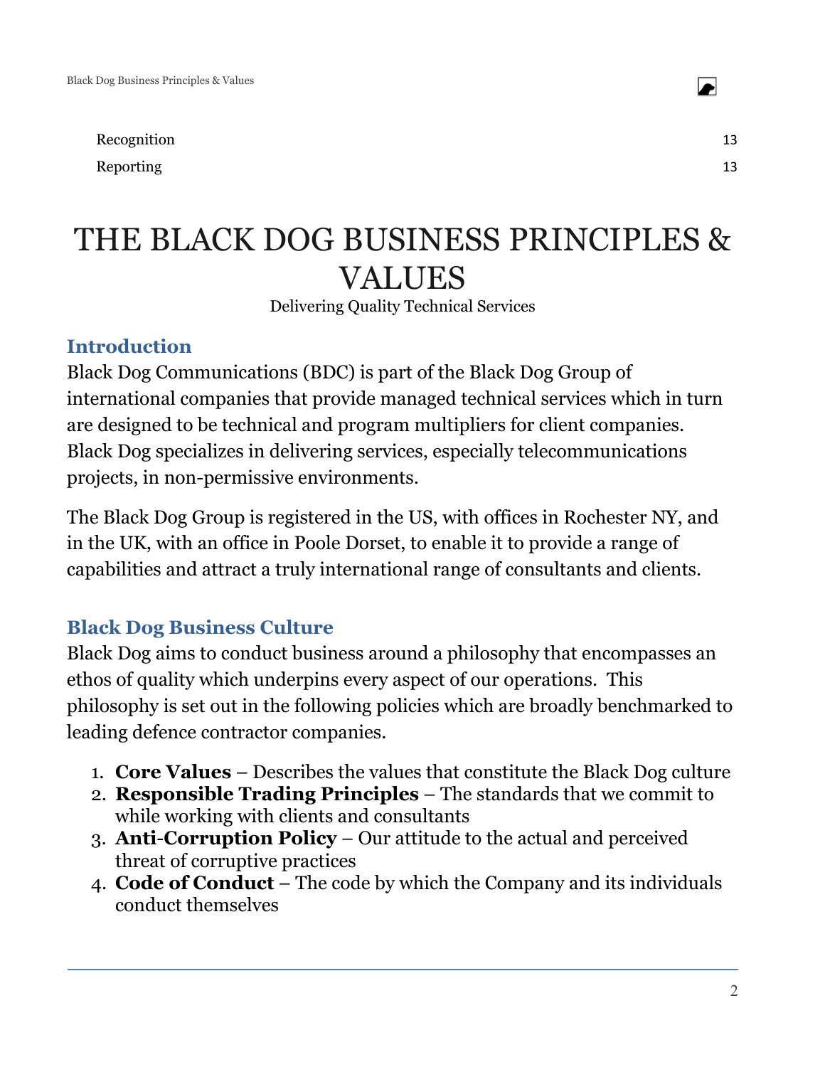| | |
|---|---|
| Recognition | 13 |
| Reporting | 13 |

# THE BLACK DOG BUSINESS PRINCIPLES & VALUES

Delivering Quality Technical Services

## Introduction

Black Dog Communications (BDC) is part of the Black Dog Group of international companies that provide managed technical services which in turn are designed to be technical and program multipliers for client companies. Black Dog specializes in delivering services, especially telecommunications projects, in non-permissive environments.

The Black Dog Group is registered in the US, with offices in Rochester NY, and in the UK, with an office in Poole Dorset, to enable it to provide a range of capabilities and attract a truly international range of consultants and clients.

## Black Dog Business Culture

Black Dog aims to conduct business around a philosophy that encompasses an ethos of quality which underpins every aspect of our operations. This philosophy is set out in the following policies which are broadly benchmarked to leading defence contractor companies.

1. **Core Values** – Describes the values that constitute the Black Dog culture
2. **Responsible Trading Principles** – The standards that we commit to while working with clients and consultants
3. **Anti-Corruption Policy** – Our attitude to the actual and perceived threat of corruptive practices
4. **Code of Conduct** – The code by which the Company and its individuals conduct themselves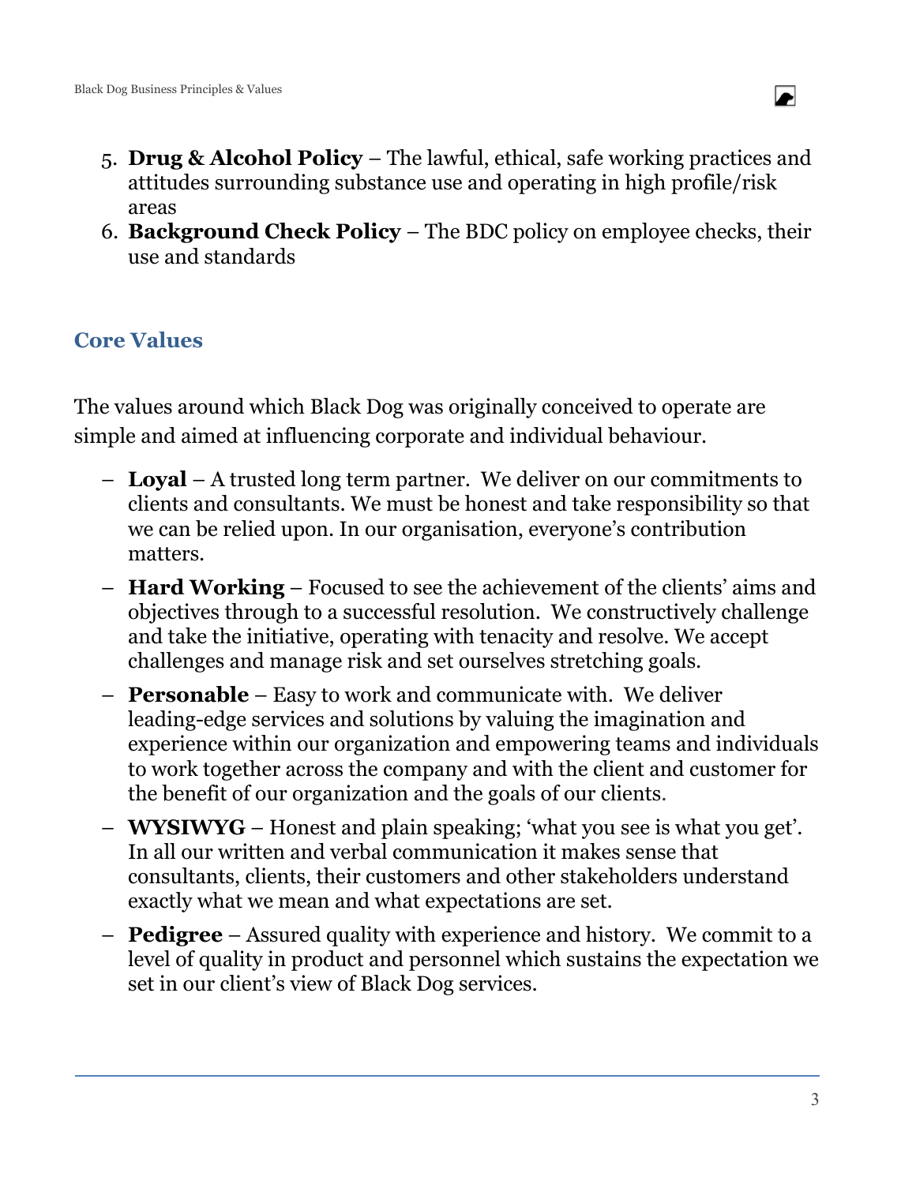5. **Drug & Alcohol Policy** – The lawful, ethical, safe working practices and attitudes surrounding substance use and operating in high profile/risk areas
6. **Background Check Policy** – The BDC policy on employee checks, their use and standards

## Core Values

The values around which Black Dog was originally conceived to operate are simple and aimed at influencing corporate and individual behaviour.

- **Loyal** – A trusted long term partner. We deliver on our commitments to clients and consultants. We must be honest and take responsibility so that we can be relied upon. In our organisation, everyone's contribution matters.
- **Hard Working** – Focused to see the achievement of the clients' aims and objectives through to a successful resolution. We constructively challenge and take the initiative, operating with tenacity and resolve. We accept challenges and manage risk and set ourselves stretching goals.
- **Personable** – Easy to work and communicate with. We deliver leading-edge services and solutions by valuing the imagination and experience within our organization and empowering teams and individuals to work together across the company and with the client and customer for the benefit of our organization and the goals of our clients.
- **WYSIWYG** – Honest and plain speaking; 'what you see is what you get'. In all our written and verbal communication it makes sense that consultants, clients, their customers and other stakeholders understand exactly what we mean and what expectations are set.
- **Pedigree** – Assured quality with experience and history. We commit to a level of quality in product and personnel which sustains the expectation we set in our client's view of Black Dog services.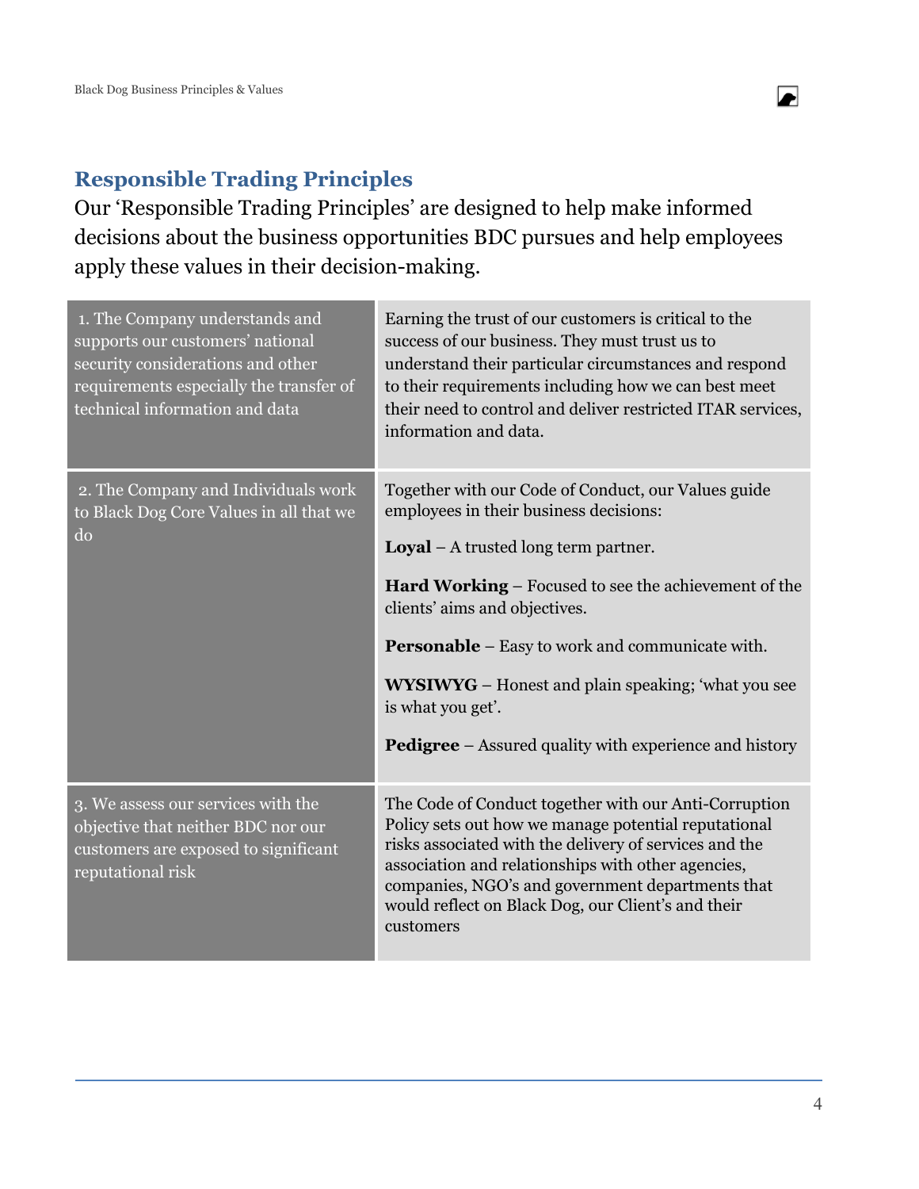## Responsible Trading Principles

Our 'Responsible Trading Principles' are designed to help make informed decisions about the business opportunities BDC pursues and help employees apply these values in their decision-making.

| | |
|---|---|
| 1. The Company understands and supports our customers' national security considerations and other requirements especially the transfer of technical information and data | Earning the trust of our customers is critical to the success of our business. They must trust us to understand their particular circumstances and respond to their requirements including how we can best meet their need to control and deliver restricted ITAR services, information and data. |
| 2. The Company and Individuals work to Black Dog Core Values in all that we do | Together with our Code of Conduct, our Values guide employees in their business decisions:<br><br>**Loyal** – A trusted long term partner.<br><br>**Hard Working** – Focused to see the achievement of the clients' aims and objectives.<br><br>**Personable** – Easy to work and communicate with.<br><br>**WYSIWYG** – Honest and plain speaking; 'what you see is what you get'.<br><br>**Pedigree** – Assured quality with experience and history |
| 3. We assess our services with the objective that neither BDC nor our customers are exposed to significant reputational risk | The Code of Conduct together with our Anti-Corruption Policy sets out how we manage potential reputational risks associated with the delivery of services and the association and relationships with other agencies, companies, NGO's and government departments that would reflect on Black Dog, our Client's and their customers |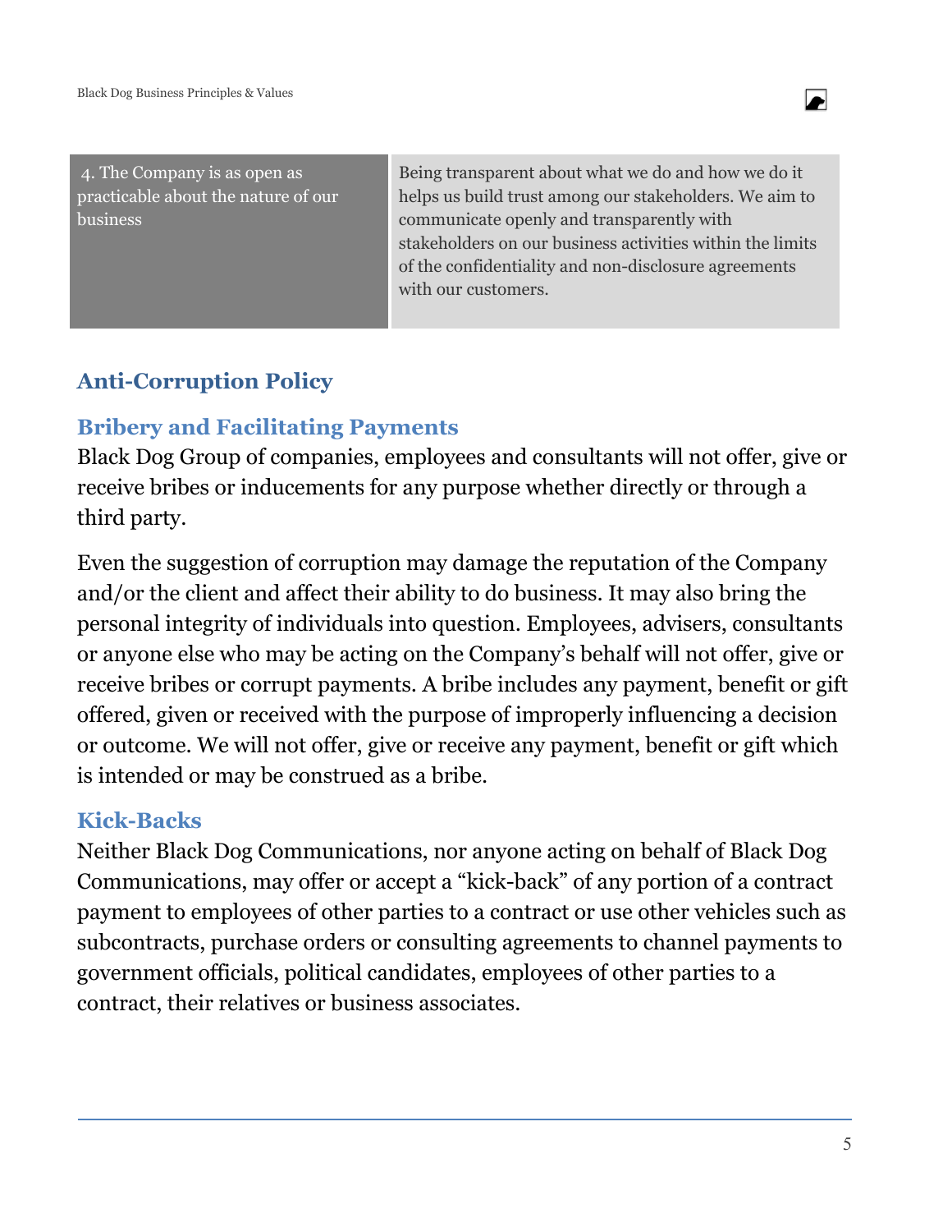| 4. The Company is as open as practicable about the nature of our business | Being transparent about what we do and how we do it helps us build trust among our stakeholders. We aim to communicate openly and transparently with stakeholders on our business activities within the limits of the confidentiality and non-disclosure agreements with our customers. |
|---|---|

## Anti-Corruption Policy

### Bribery and Facilitating Payments

Black Dog Group of companies, employees and consultants will not offer, give or receive bribes or inducements for any purpose whether directly or through a third party.

Even the suggestion of corruption may damage the reputation of the Company and/or the client and affect their ability to do business. It may also bring the personal integrity of individuals into question. Employees, advisers, consultants or anyone else who may be acting on the Company's behalf will not offer, give or receive bribes or corrupt payments. A bribe includes any payment, benefit or gift offered, given or received with the purpose of improperly influencing a decision or outcome. We will not offer, give or receive any payment, benefit or gift which is intended or may be construed as a bribe.

### Kick-Backs

Neither Black Dog Communications, nor anyone acting on behalf of Black Dog Communications, may offer or accept a "kick-back" of any portion of a contract payment to employees of other parties to a contract or use other vehicles such as subcontracts, purchase orders or consulting agreements to channel payments to government officials, political candidates, employees of other parties to a contract, their relatives or business associates.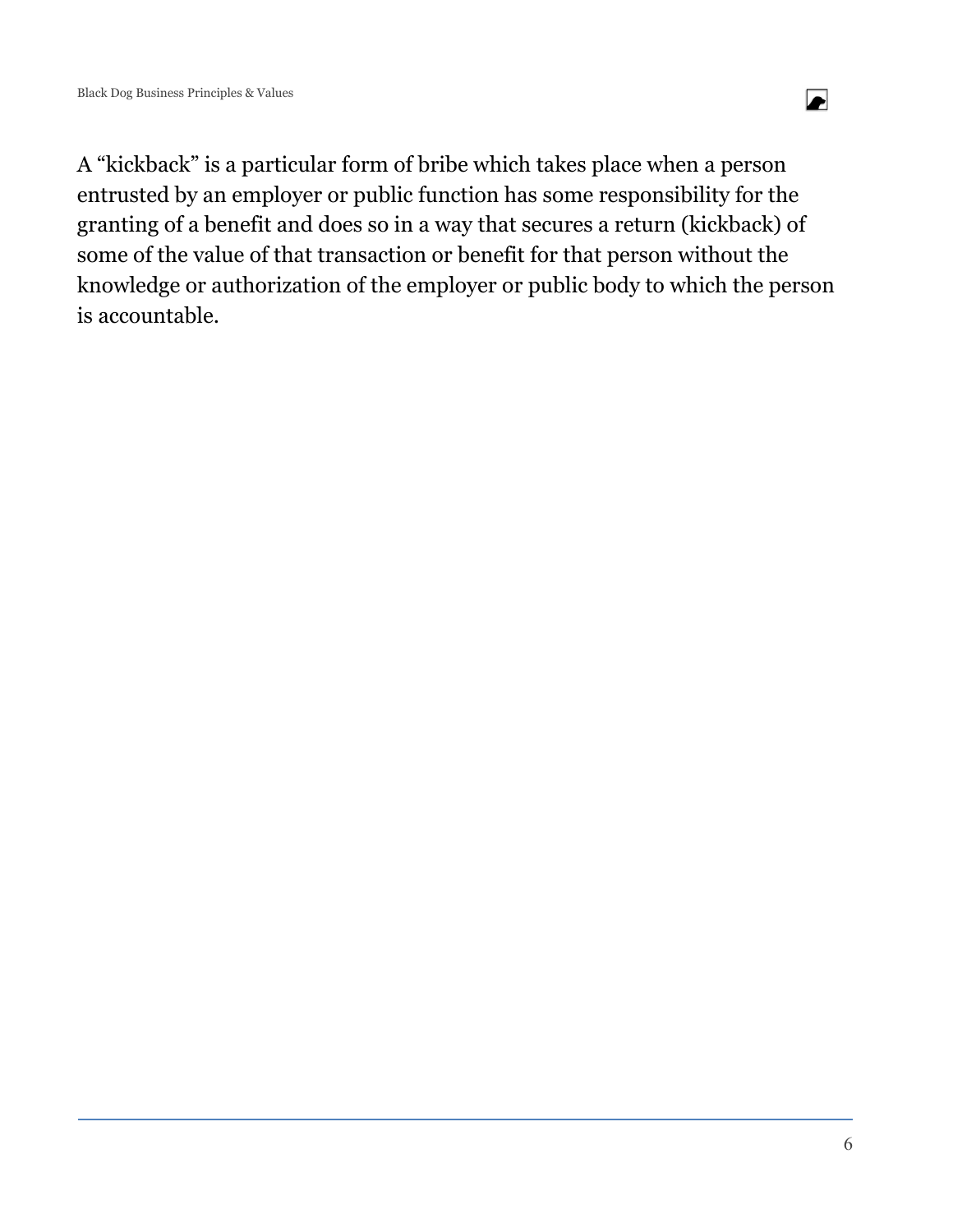A “kickback” is a particular form of bribe which takes place when a person entrusted by an employer or public function has some responsibility for the granting of a benefit and does so in a way that secures a return (kickback) of some of the value of that transaction or benefit for that person without the knowledge or authorization of the employer or public body to which the person is accountable.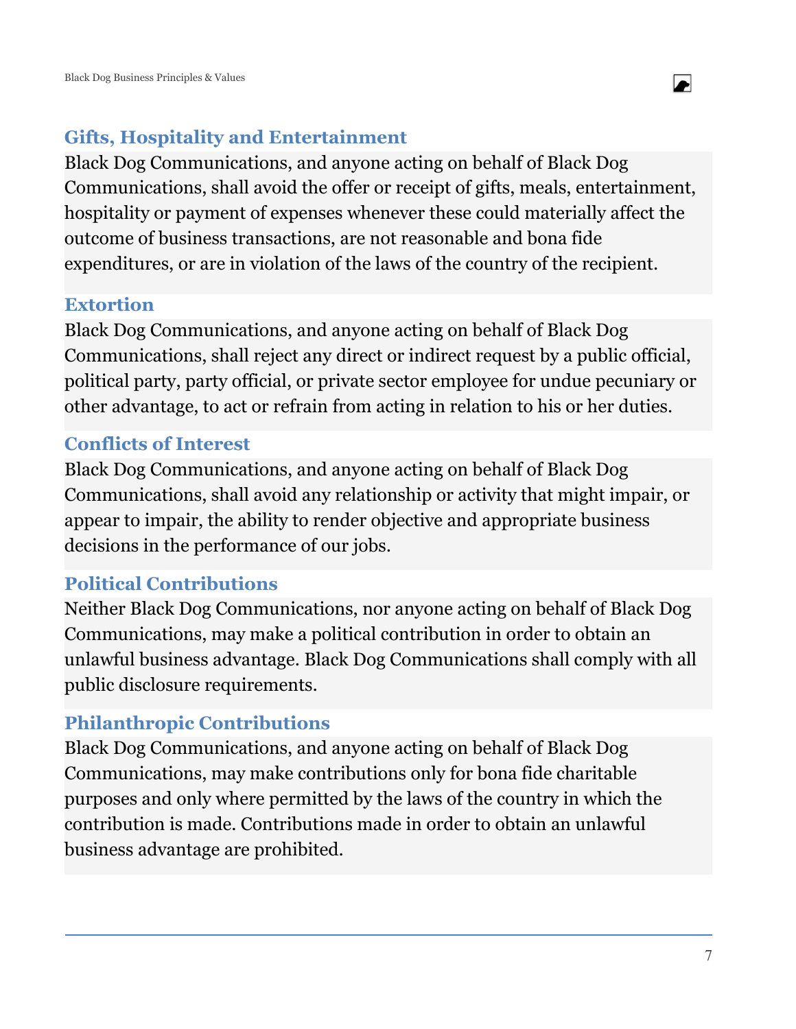## Gifts, Hospitality and Entertainment

Black Dog Communications, and anyone acting on behalf of Black Dog Communications, shall avoid the offer or receipt of gifts, meals, entertainment, hospitality or payment of expenses whenever these could materially affect the outcome of business transactions, are not reasonable and bona fide expenditures, or are in violation of the laws of the country of the recipient.

## Extortion

Black Dog Communications, and anyone acting on behalf of Black Dog Communications, shall reject any direct or indirect request by a public official, political party, party official, or private sector employee for undue pecuniary or other advantage, to act or refrain from acting in relation to his or her duties.

## Conflicts of Interest

Black Dog Communications, and anyone acting on behalf of Black Dog Communications, shall avoid any relationship or activity that might impair, or appear to impair, the ability to render objective and appropriate business decisions in the performance of our jobs.

## Political Contributions

Neither Black Dog Communications, nor anyone acting on behalf of Black Dog Communications, may make a political contribution in order to obtain an unlawful business advantage. Black Dog Communications shall comply with all public disclosure requirements.

## Philanthropic Contributions

Black Dog Communications, and anyone acting on behalf of Black Dog Communications, may make contributions only for bona fide charitable purposes and only where permitted by the laws of the country in which the contribution is made. Contributions made in order to obtain an unlawful business advantage are prohibited.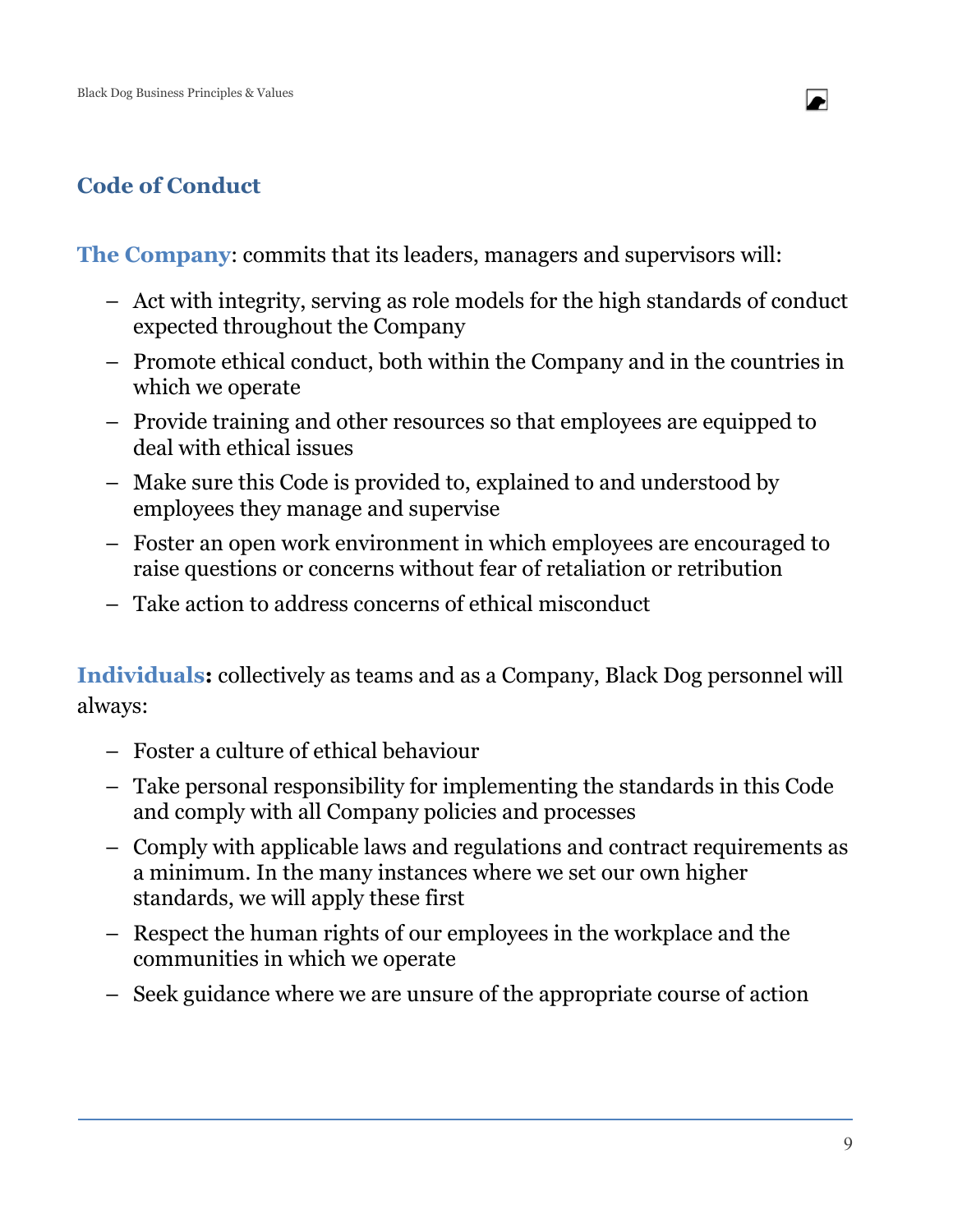## Code of Conduct

**The Company**: commits that its leaders, managers and supervisors will:

- Act with integrity, serving as role models for the high standards of conduct expected throughout the Company
- Promote ethical conduct, both within the Company and in the countries in which we operate
- Provide training and other resources so that employees are equipped to deal with ethical issues
- Make sure this Code is provided to, explained to and understood by employees they manage and supervise
- Foster an open work environment in which employees are encouraged to raise questions or concerns without fear of retaliation or retribution
- Take action to address concerns of ethical misconduct

**Individuals:** collectively as teams and as a Company, Black Dog personnel will always:

- Foster a culture of ethical behaviour
- Take personal responsibility for implementing the standards in this Code and comply with all Company policies and processes
- Comply with applicable laws and regulations and contract requirements as a minimum. In the many instances where we set our own higher standards, we will apply these first
- Respect the human rights of our employees in the workplace and the communities in which we operate
- Seek guidance where we are unsure of the appropriate course of action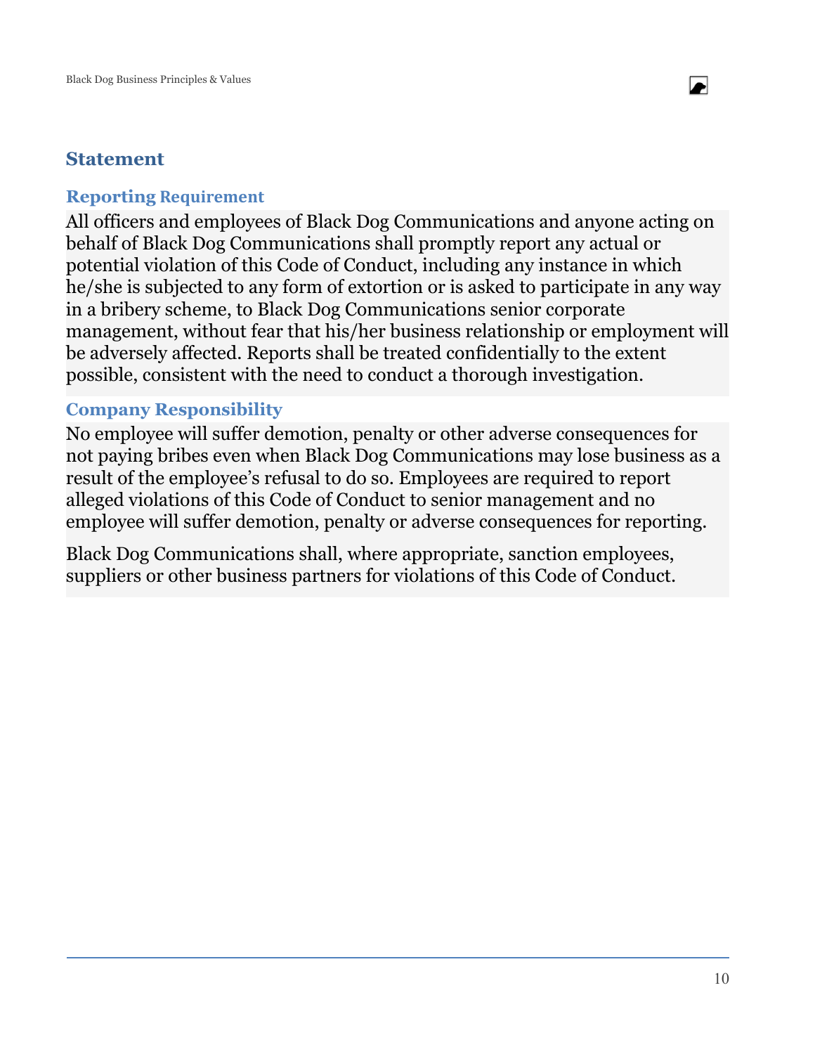## Statement

### Reporting Requirement

All officers and employees of Black Dog Communications and anyone acting on behalf of Black Dog Communications shall promptly report any actual or potential violation of this Code of Conduct, including any instance in which he/she is subjected to any form of extortion or is asked to participate in any way in a bribery scheme, to Black Dog Communications senior corporate management, without fear that his/her business relationship or employment will be adversely affected. Reports shall be treated confidentially to the extent possible, consistent with the need to conduct a thorough investigation.

### Company Responsibility

No employee will suffer demotion, penalty or other adverse consequences for not paying bribes even when Black Dog Communications may lose business as a result of the employee's refusal to do so. Employees are required to report alleged violations of this Code of Conduct to senior management and no employee will suffer demotion, penalty or adverse consequences for reporting.

Black Dog Communications shall, where appropriate, sanction employees, suppliers or other business partners for violations of this Code of Conduct.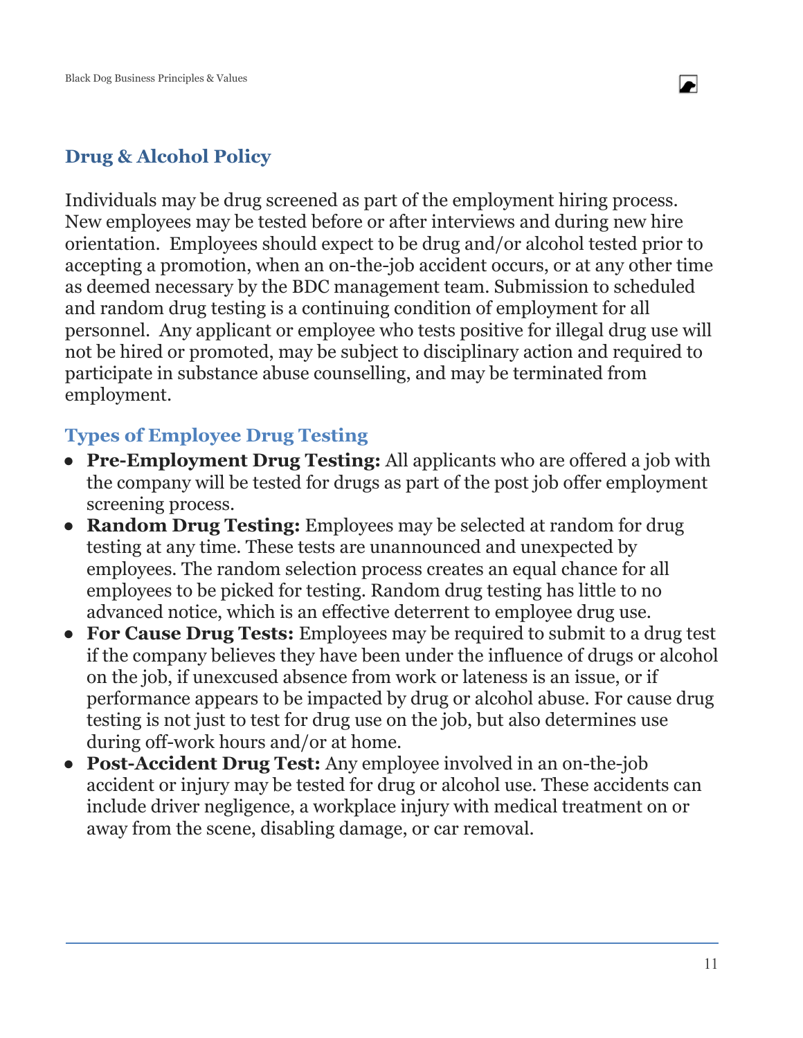## Drug & Alcohol Policy

Individuals may be drug screened as part of the employment hiring process. New employees may be tested before or after interviews and during new hire orientation. Employees should expect to be drug and/or alcohol tested prior to accepting a promotion, when an on-the-job accident occurs, or at any other time as deemed necessary by the BDC management team. Submission to scheduled and random drug testing is a continuing condition of employment for all personnel. Any applicant or employee who tests positive for illegal drug use will not be hired or promoted, may be subject to disciplinary action and required to participate in substance abuse counselling, and may be terminated from employment.

### Types of Employee Drug Testing

- **Pre-Employment Drug Testing:** All applicants who are offered a job with the company will be tested for drugs as part of the post job offer employment screening process.
- **Random Drug Testing:** Employees may be selected at random for drug testing at any time. These tests are unannounced and unexpected by employees. The random selection process creates an equal chance for all employees to be picked for testing. Random drug testing has little to no advanced notice, which is an effective deterrent to employee drug use.
- **For Cause Drug Tests:** Employees may be required to submit to a drug test if the company believes they have been under the influence of drugs or alcohol on the job, if unexcused absence from work or lateness is an issue, or if performance appears to be impacted by drug or alcohol abuse. For cause drug testing is not just to test for drug use on the job, but also determines use during off-work hours and/or at home.
- **Post-Accident Drug Test:** Any employee involved in an on-the-job accident or injury may be tested for drug or alcohol use. These accidents can include driver negligence, a workplace injury with medical treatment on or away from the scene, disabling damage, or car removal.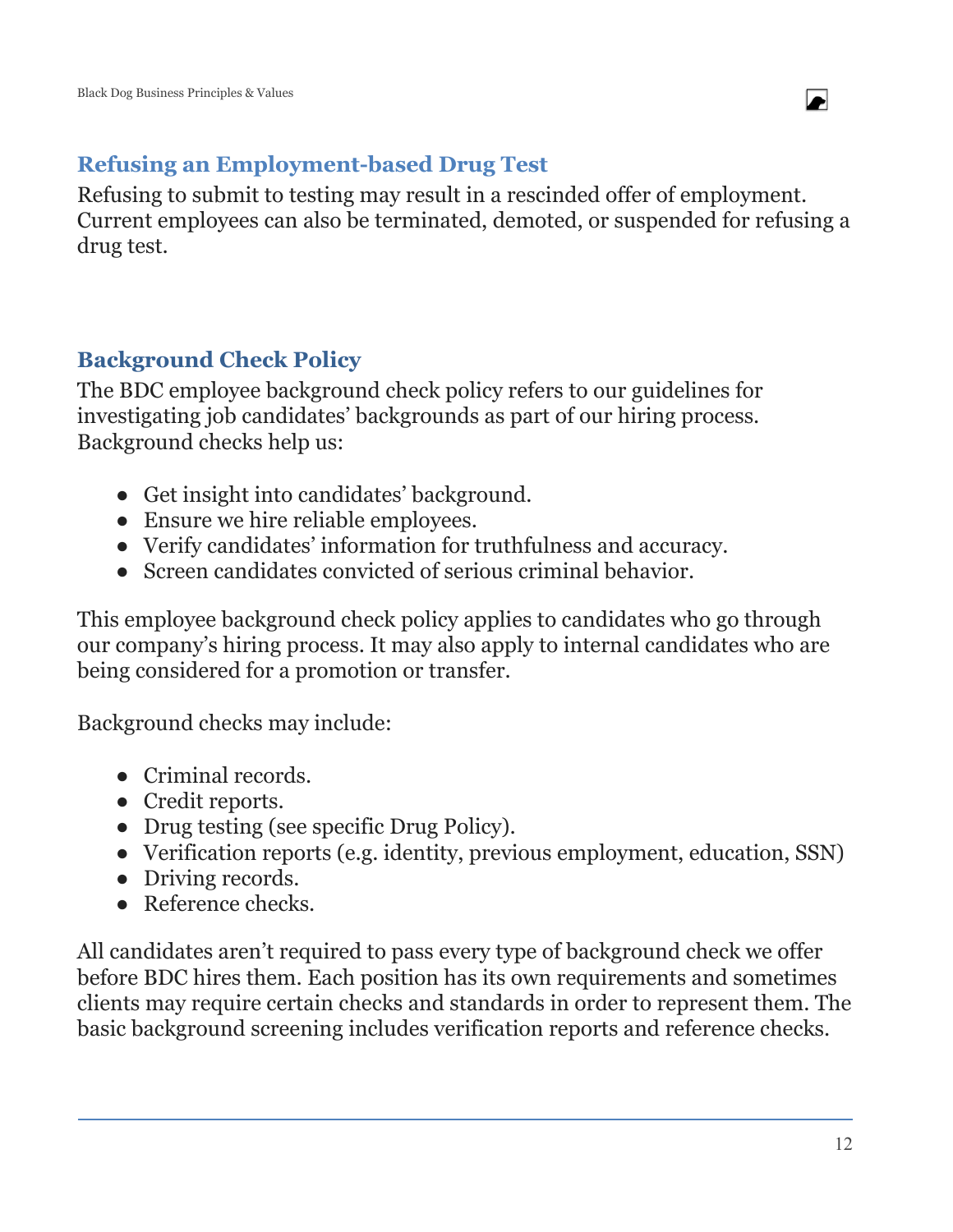## Refusing an Employment-based Drug Test

Refusing to submit to testing may result in a rescinded offer of employment. Current employees can also be terminated, demoted, or suspended for refusing a drug test.

## Background Check Policy

The BDC employee background check policy refers to our guidelines for investigating job candidates' backgrounds as part of our hiring process. Background checks help us:

- Get insight into candidates' background.
- Ensure we hire reliable employees.
- Verify candidates' information for truthfulness and accuracy.
- Screen candidates convicted of serious criminal behavior.

This employee background check policy applies to candidates who go through our company's hiring process. It may also apply to internal candidates who are being considered for a promotion or transfer.

Background checks may include:

- Criminal records.
- Credit reports.
- Drug testing (see specific Drug Policy).
- Verification reports (e.g. identity, previous employment, education, SSN)
- Driving records.
- Reference checks.

All candidates aren't required to pass every type of background check we offer before BDC hires them. Each position has its own requirements and sometimes clients may require certain checks and standards in order to represent them. The basic background screening includes verification reports and reference checks.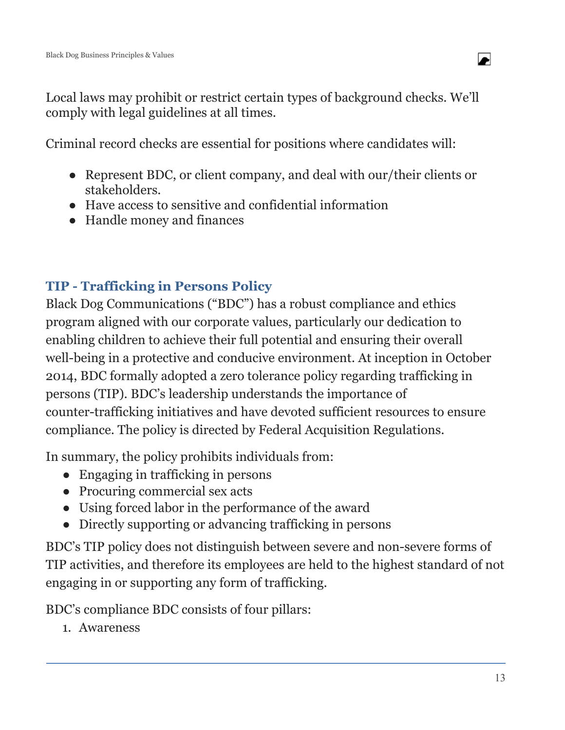Local laws may prohibit or restrict certain types of background checks. We'll comply with legal guidelines at all times.

Criminal record checks are essential for positions where candidates will:

- Represent BDC, or client company, and deal with our/their clients or stakeholders.
- Have access to sensitive and confidential information
- Handle money and finances

## TIP - Trafficking in Persons Policy

Black Dog Communications ("BDC") has a robust compliance and ethics program aligned with our corporate values, particularly our dedication to enabling children to achieve their full potential and ensuring their overall well-being in a protective and conducive environment. At inception in October 2014, BDC formally adopted a zero tolerance policy regarding trafficking in persons (TIP). BDC's leadership understands the importance of counter-trafficking initiatives and have devoted sufficient resources to ensure compliance. The policy is directed by Federal Acquisition Regulations.

In summary, the policy prohibits individuals from:

- Engaging in trafficking in persons
- Procuring commercial sex acts
- Using forced labor in the performance of the award
- Directly supporting or advancing trafficking in persons

BDC's TIP policy does not distinguish between severe and non-severe forms of TIP activities, and therefore its employees are held to the highest standard of not engaging in or supporting any form of trafficking.

BDC's compliance BDC consists of four pillars:

1. Awareness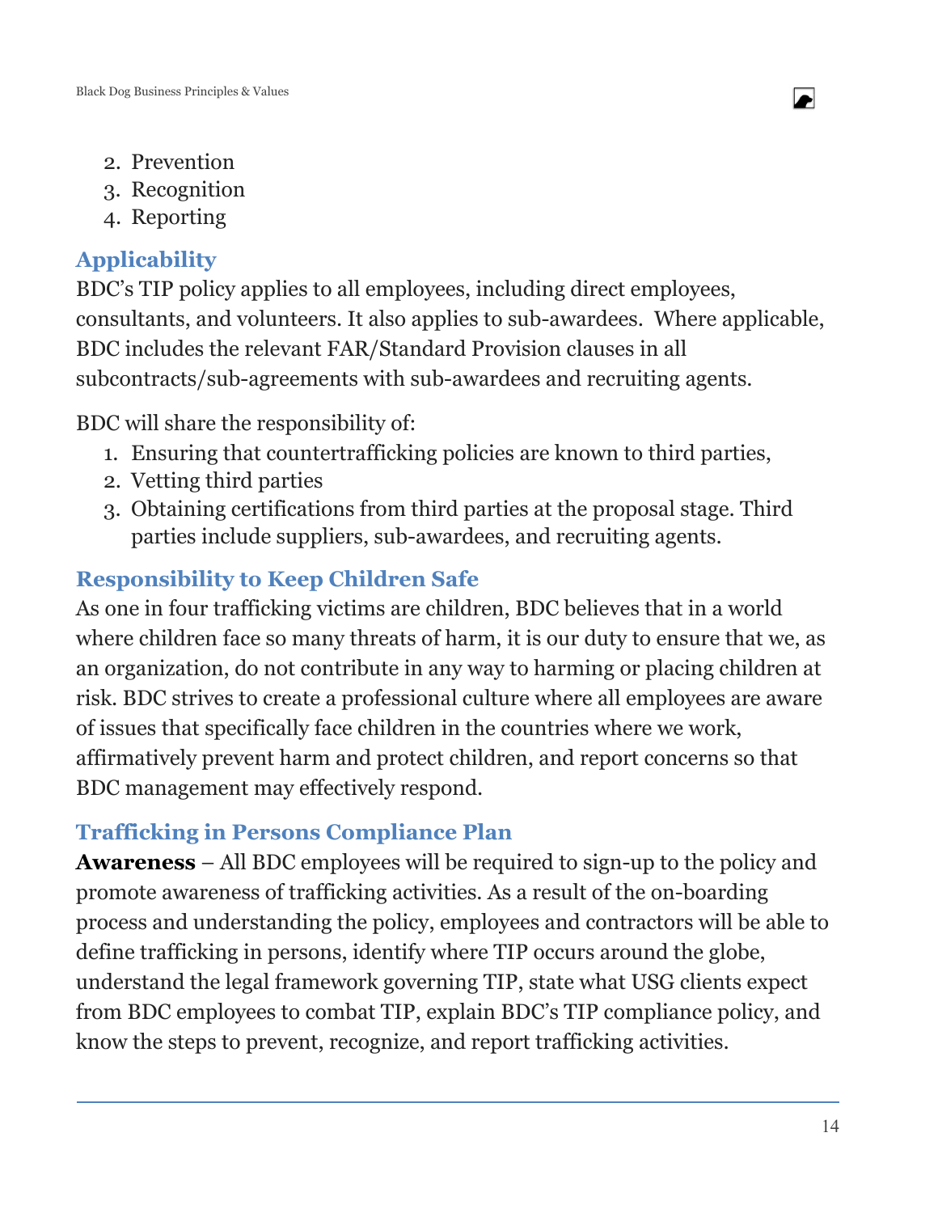2. Prevention
3. Recognition
4. Reporting

## Applicability

BDC's TIP policy applies to all employees, including direct employees, consultants, and volunteers. It also applies to sub-awardees. Where applicable, BDC includes the relevant FAR/Standard Provision clauses in all subcontracts/sub-agreements with sub-awardees and recruiting agents.

BDC will share the responsibility of:

1. Ensuring that countertrafficking policies are known to third parties,
2. Vetting third parties
3. Obtaining certifications from third parties at the proposal stage. Third parties include suppliers, sub-awardees, and recruiting agents.

## Responsibility to Keep Children Safe

As one in four trafficking victims are children, BDC believes that in a world where children face so many threats of harm, it is our duty to ensure that we, as an organization, do not contribute in any way to harming or placing children at risk. BDC strives to create a professional culture where all employees are aware of issues that specifically face children in the countries where we work, affirmatively prevent harm and protect children, and report concerns so that BDC management may effectively respond.

## Trafficking in Persons Compliance Plan

**Awareness** – All BDC employees will be required to sign-up to the policy and promote awareness of trafficking activities. As a result of the on-boarding process and understanding the policy, employees and contractors will be able to define trafficking in persons, identify where TIP occurs around the globe, understand the legal framework governing TIP, state what USG clients expect from BDC employees to combat TIP, explain BDC's TIP compliance policy, and know the steps to prevent, recognize, and report trafficking activities.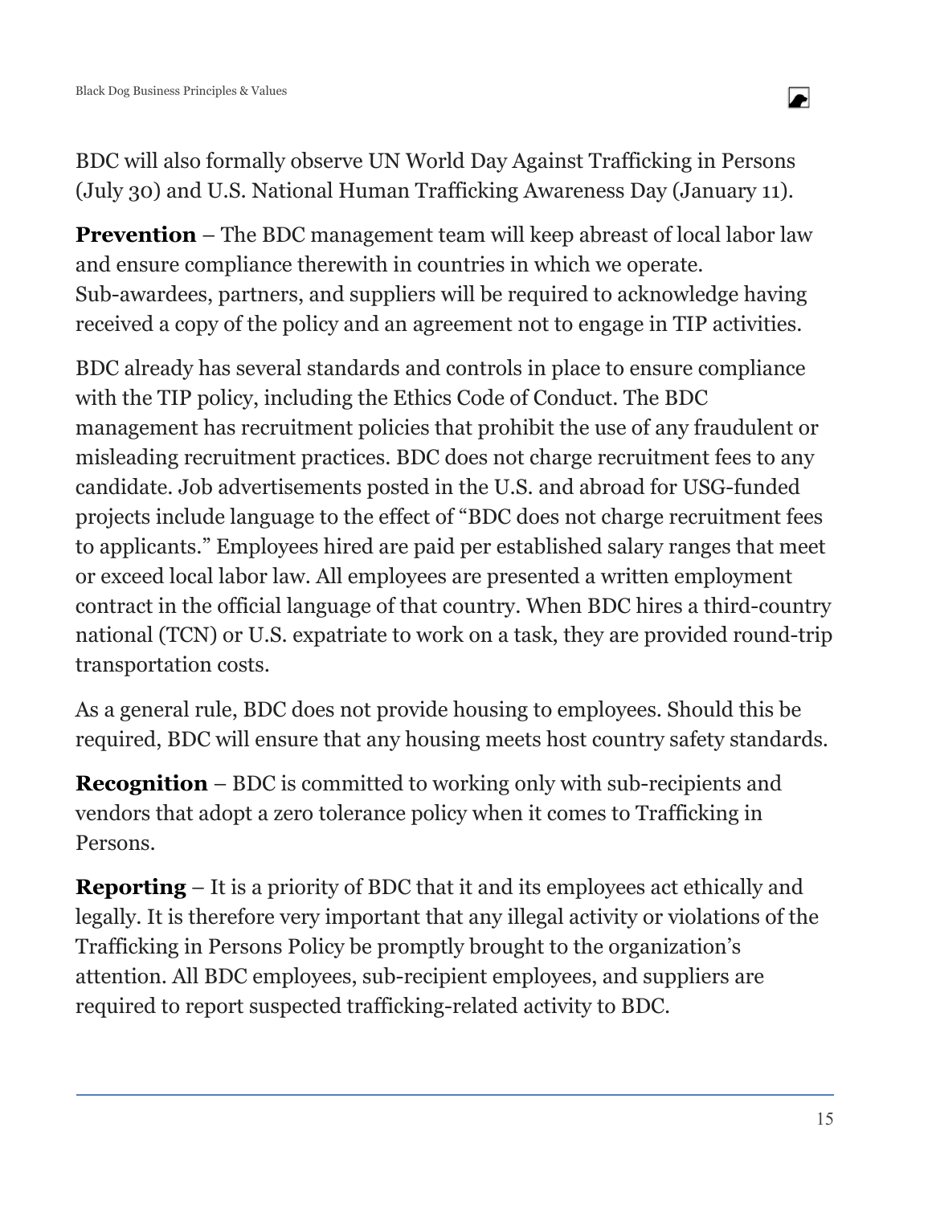BDC will also formally observe UN World Day Against Trafficking in Persons (July 30) and U.S. National Human Trafficking Awareness Day (January 11).

**Prevention** – The BDC management team will keep abreast of local labor law and ensure compliance therewith in countries in which we operate. Sub-awardees, partners, and suppliers will be required to acknowledge having received a copy of the policy and an agreement not to engage in TIP activities.

BDC already has several standards and controls in place to ensure compliance with the TIP policy, including the Ethics Code of Conduct. The BDC management has recruitment policies that prohibit the use of any fraudulent or misleading recruitment practices. BDC does not charge recruitment fees to any candidate. Job advertisements posted in the U.S. and abroad for USG-funded projects include language to the effect of "BDC does not charge recruitment fees to applicants." Employees hired are paid per established salary ranges that meet or exceed local labor law. All employees are presented a written employment contract in the official language of that country. When BDC hires a third-country national (TCN) or U.S. expatriate to work on a task, they are provided round-trip transportation costs.

As a general rule, BDC does not provide housing to employees. Should this be required, BDC will ensure that any housing meets host country safety standards.

**Recognition** – BDC is committed to working only with sub-recipients and vendors that adopt a zero tolerance policy when it comes to Trafficking in Persons.

**Reporting** – It is a priority of BDC that it and its employees act ethically and legally. It is therefore very important that any illegal activity or violations of the Trafficking in Persons Policy be promptly brought to the organization's attention. All BDC employees, sub-recipient employees, and suppliers are required to report suspected trafficking-related activity to BDC.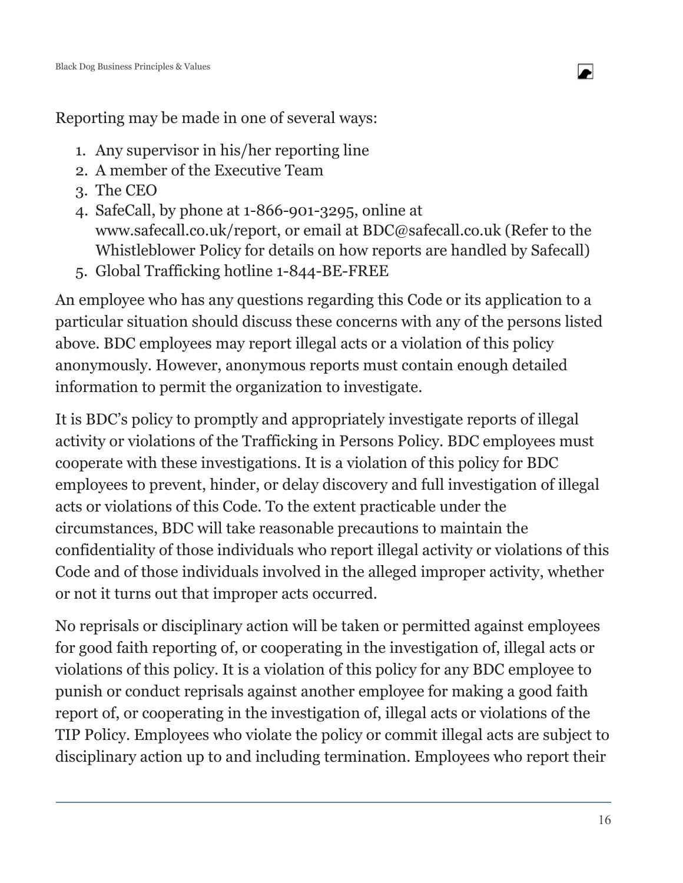Reporting may be made in one of several ways:

1. Any supervisor in his/her reporting line
2. A member of the Executive Team
3. The CEO
4. SafeCall, by phone at 1-866-901-3295, online at www.safecall.co.uk/report, or email at BDC@safecall.co.uk (Refer to the Whistleblower Policy for details on how reports are handled by Safecall)
5. Global Trafficking hotline 1-844-BE-FREE

An employee who has any questions regarding this Code or its application to a particular situation should discuss these concerns with any of the persons listed above. BDC employees may report illegal acts or a violation of this policy anonymously. However, anonymous reports must contain enough detailed information to permit the organization to investigate.

It is BDC's policy to promptly and appropriately investigate reports of illegal activity or violations of the Trafficking in Persons Policy. BDC employees must cooperate with these investigations. It is a violation of this policy for BDC employees to prevent, hinder, or delay discovery and full investigation of illegal acts or violations of this Code. To the extent practicable under the circumstances, BDC will take reasonable precautions to maintain the confidentiality of those individuals who report illegal activity or violations of this Code and of those individuals involved in the alleged improper activity, whether or not it turns out that improper acts occurred.

No reprisals or disciplinary action will be taken or permitted against employees for good faith reporting of, or cooperating in the investigation of, illegal acts or violations of this policy. It is a violation of this policy for any BDC employee to punish or conduct reprisals against another employee for making a good faith report of, or cooperating in the investigation of, illegal acts or violations of the TIP Policy. Employees who violate the policy or commit illegal acts are subject to disciplinary action up to and including termination. Employees who report their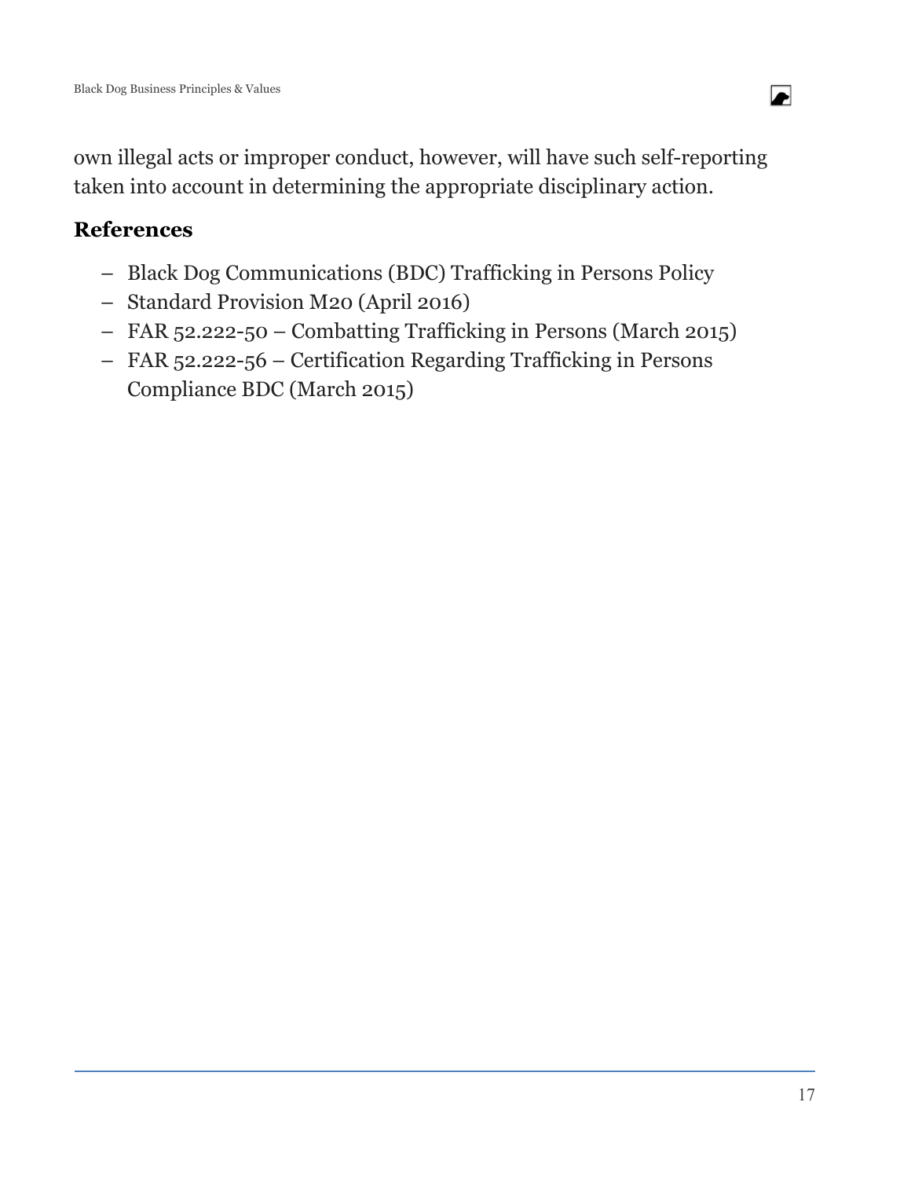own illegal acts or improper conduct, however, will have such self-reporting taken into account in determining the appropriate disciplinary action.

**References**

- Black Dog Communications (BDC) Trafficking in Persons Policy
- Standard Provision M20 (April 2016)
- FAR 52.222-50 – Combatting Trafficking in Persons (March 2015)
- FAR 52.222-56 – Certification Regarding Trafficking in Persons Compliance BDC (March 2015)